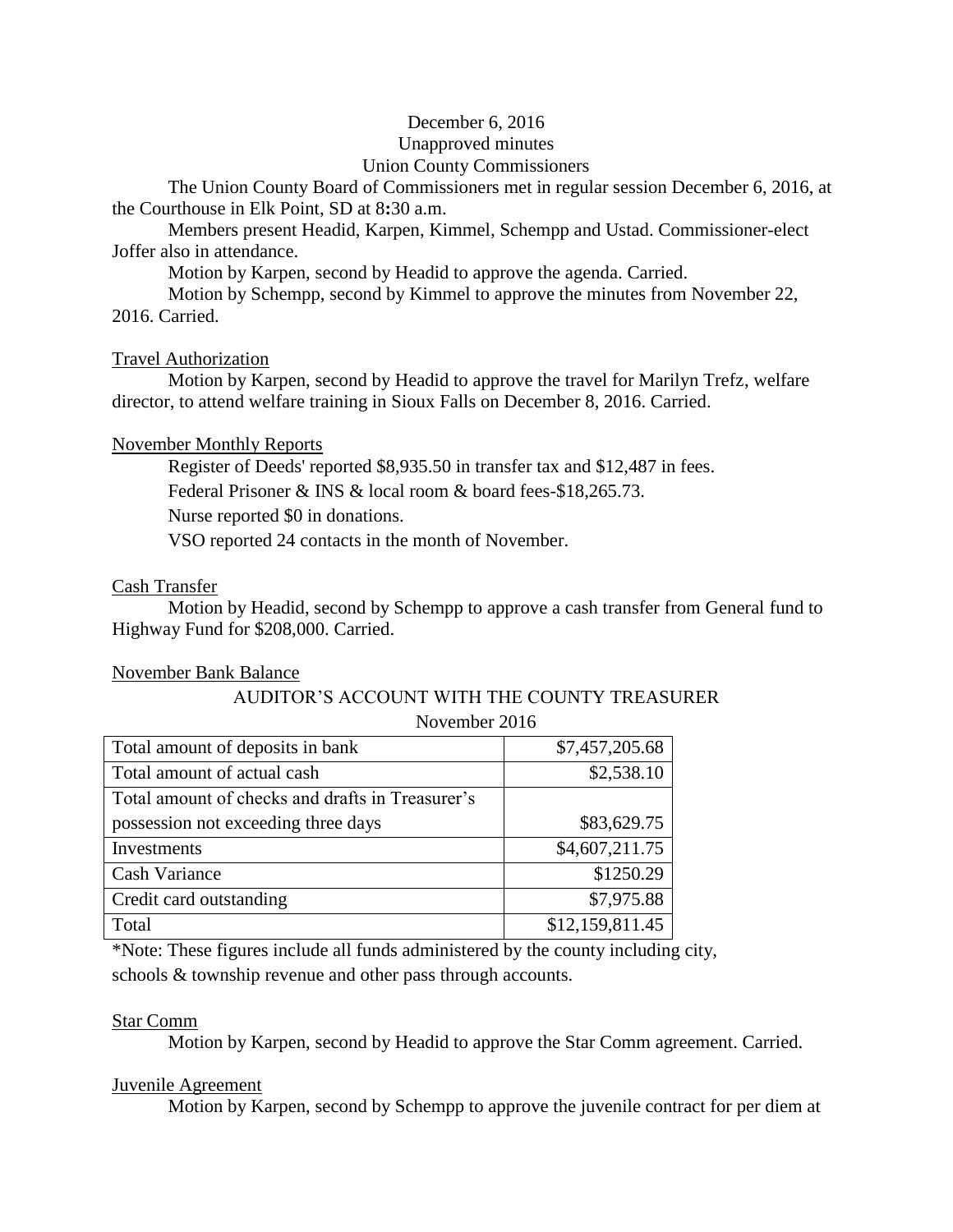December 6, 2016
Unapproved minutes
Union County Commissioners

The Union County Board of Commissioners met in regular session December 6, 2016, at the Courthouse in Elk Point, SD at 8:30 a.m.

Members present Headid, Karpen, Kimmel, Schempp and Ustad. Commissioner-elect Joffer also in attendance.

Motion by Karpen, second by Headid to approve the agenda. Carried.

Motion by Schempp, second by Kimmel to approve the minutes from November 22, 2016. Carried.

Travel Authorization

Motion by Karpen, second by Headid to approve the travel for Marilyn Trefz, welfare director, to attend welfare training in Sioux Falls on December 8, 2016. Carried.

November Monthly Reports

Register of Deeds' reported $8,935.50 in transfer tax and $12,487 in fees.

Federal Prisoner & INS & local room & board fees-$18,265.73.

Nurse reported $0 in donations.

VSO reported 24 contacts in the month of November.

Cash Transfer

Motion by Headid, second by Schempp to approve a cash transfer from General fund to Highway Fund for $208,000. Carried.

November Bank Balance

AUDITOR'S ACCOUNT WITH THE COUNTY TREASURER
November 2016

| | |
|---|---|
| Total amount of deposits in bank | $7,457,205.68 |
| Total amount of actual cash | $2,538.10 |
| Total amount of checks and drafts in Treasurer's possession not exceeding three days | $83,629.75 |
| Investments | $4,607,211.75 |
| Cash Variance | $1250.29 |
| Credit card outstanding | $7,975.88 |
| Total | $12,159,811.45 |

*Note: These figures include all funds administered by the county including city, schools & township revenue and other pass through accounts.

Star Comm

Motion by Karpen, second by Headid to approve the Star Comm agreement. Carried.

Juvenile Agreement

Motion by Karpen, second by Schempp to approve the juvenile contract for per diem at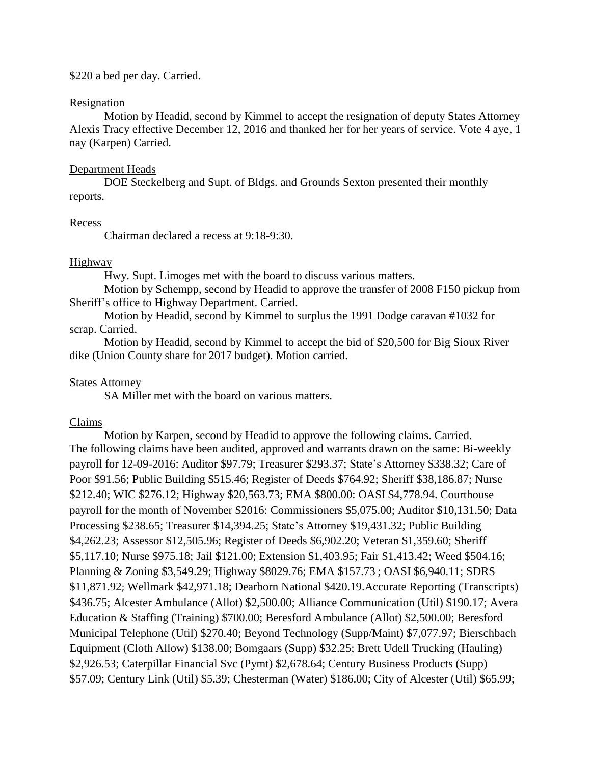$220 a bed per day. Carried.

Resignation

Motion by Headid, second by Kimmel to accept the resignation of deputy States Attorney Alexis Tracy effective December 12, 2016 and thanked her for her years of service. Vote 4 aye, 1 nay (Karpen) Carried.

Department Heads

DOE Steckelberg and Supt. of Bldgs. and Grounds Sexton presented their monthly reports.

Recess

Chairman declared a recess at 9:18-9:30.

Highway

Hwy. Supt. Limoges met with the board to discuss various matters.

Motion by Schempp, second by Headid to approve the transfer of 2008 F150 pickup from Sheriff's office to Highway Department. Carried.

Motion by Headid, second by Kimmel to surplus the 1991 Dodge caravan #1032 for scrap. Carried.

Motion by Headid, second by Kimmel to accept the bid of $20,500 for Big Sioux River dike (Union County share for 2017 budget). Motion carried.

States Attorney

SA Miller met with the board on various matters.

Claims

Motion by Karpen, second by Headid to approve the following claims. Carried.
The following claims have been audited, approved and warrants drawn on the same: Bi-weekly payroll for 12-09-2016: Auditor $97.79; Treasurer $293.37; State's Attorney $338.32; Care of Poor $91.56; Public Building $515.46; Register of Deeds $764.92; Sheriff $38,186.87; Nurse $212.40; WIC $276.12; Highway $20,563.73; EMA $800.00: OASI $4,778.94. Courthouse payroll for the month of November $2016: Commissioners $5,075.00; Auditor $10,131.50; Data Processing $238.65; Treasurer $14,394.25; State's Attorney $19,431.32; Public Building $4,262.23; Assessor $12,505.96; Register of Deeds $6,902.20; Veteran $1,359.60; Sheriff $5,117.10; Nurse $975.18; Jail $121.00; Extension $1,403.95; Fair $1,413.42; Weed $504.16; Planning & Zoning $3,549.29; Highway $8029.76; EMA $157.73 ; OASI $6,940.11; SDRS $11,871.92; Wellmark $42,971.18; Dearborn National $420.19.Accurate Reporting (Transcripts) $436.75; Alcester Ambulance (Allot) $2,500.00; Alliance Communication (Util) $190.17; Avera Education & Staffing (Training) $700.00; Beresford Ambulance (Allot) $2,500.00; Beresford Municipal Telephone (Util) $270.40; Beyond Technology (Supp/Maint) $7,077.97; Bierschbach Equipment (Cloth Allow) $138.00; Bomgaars (Supp) $32.25; Brett Udell Trucking (Hauling) $2,926.53; Caterpillar Financial Svc (Pymt) $2,678.64; Century Business Products (Supp) $57.09; Century Link (Util) $5.39; Chesterman (Water) $186.00; City of Alcester (Util) $65.99;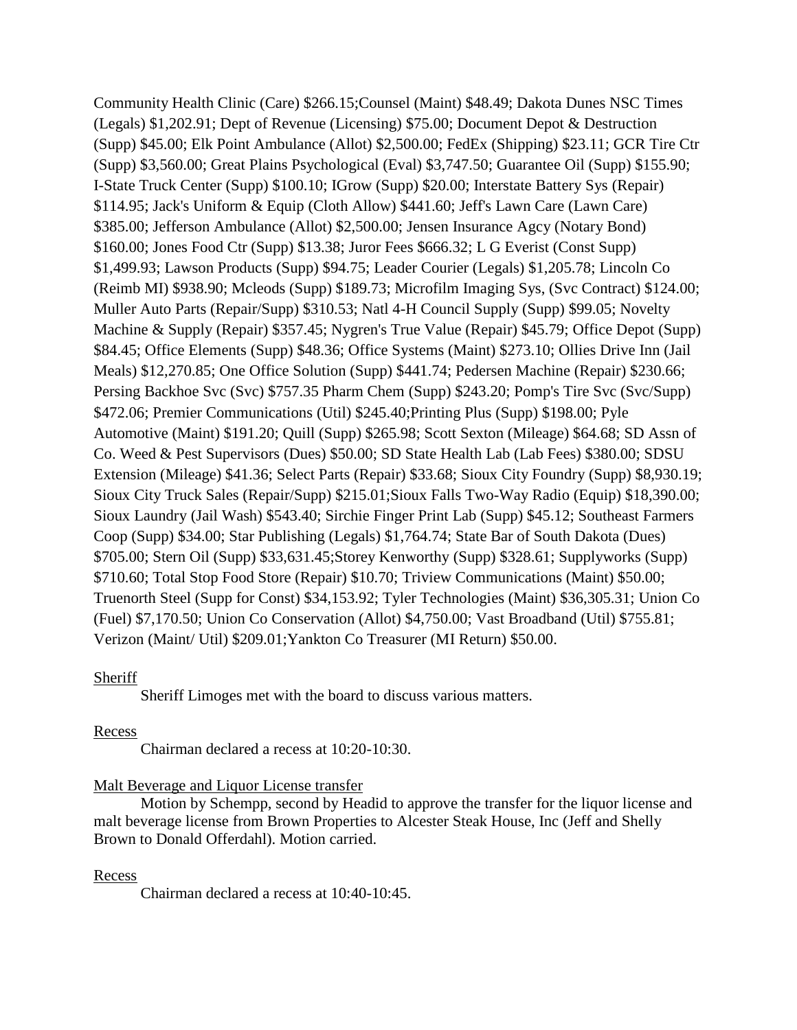Community Health Clinic (Care) $266.15;Counsel (Maint) $48.49; Dakota Dunes NSC Times (Legals) $1,202.91; Dept of Revenue (Licensing) $75.00; Document Depot & Destruction (Supp) $45.00; Elk Point Ambulance (Allot) $2,500.00; FedEx (Shipping) $23.11; GCR Tire Ctr (Supp) $3,560.00; Great Plains Psychological (Eval) $3,747.50; Guarantee Oil (Supp) $155.90; I-State Truck Center (Supp) $100.10; IGrow (Supp) $20.00; Interstate Battery Sys (Repair) $114.95; Jack's Uniform & Equip (Cloth Allow) $441.60; Jeff's Lawn Care (Lawn Care) $385.00; Jefferson Ambulance (Allot) $2,500.00; Jensen Insurance Agcy (Notary Bond) $160.00; Jones Food Ctr (Supp) $13.38; Juror Fees $666.32; L G Everist (Const Supp) $1,499.93; Lawson Products (Supp) $94.75; Leader Courier (Legals) $1,205.78; Lincoln Co (Reimb MI) $938.90; Mcleods (Supp) $189.73; Microfilm Imaging Sys, (Svc Contract) $124.00; Muller Auto Parts (Repair/Supp) $310.53; Natl 4-H Council Supply (Supp) $99.05; Novelty Machine & Supply (Repair) $357.45; Nygren's True Value (Repair) $45.79; Office Depot (Supp) $84.45; Office Elements (Supp) $48.36; Office Systems (Maint) $273.10; Ollies Drive Inn (Jail Meals) $12,270.85; One Office Solution (Supp) $441.74; Pedersen Machine (Repair) $230.66; Persing Backhoe Svc (Svc) $757.35 Pharm Chem (Supp) $243.20; Pomp's Tire Svc (Svc/Supp) $472.06; Premier Communications (Util) $245.40;Printing Plus (Supp) $198.00; Pyle Automotive (Maint) $191.20; Quill (Supp) $265.98; Scott Sexton (Mileage) $64.68; SD Assn of Co. Weed & Pest Supervisors (Dues) $50.00; SD State Health Lab (Lab Fees) $380.00; SDSU Extension (Mileage) $41.36; Select Parts (Repair) $33.68; Sioux City Foundry (Supp) $8,930.19; Sioux City Truck Sales (Repair/Supp) $215.01;Sioux Falls Two-Way Radio (Equip) $18,390.00; Sioux Laundry (Jail Wash) $543.40; Sirchie Finger Print Lab (Supp) $45.12; Southeast Farmers Coop (Supp) $34.00; Star Publishing (Legals) $1,764.74; State Bar of South Dakota (Dues) $705.00; Stern Oil (Supp) $33,631.45;Storey Kenworthy (Supp) $328.61; Supplyworks (Supp) $710.60; Total Stop Food Store (Repair) $10.70; Triview Communications (Maint) $50.00; Truenorth Steel (Supp for Const) $34,153.92; Tyler Technologies (Maint) $36,305.31; Union Co (Fuel) $7,170.50; Union Co Conservation (Allot) $4,750.00; Vast Broadband (Util) $755.81; Verizon (Maint/ Util) $209.01;Yankton Co Treasurer (MI Return) $50.00.

Sheriff

Sheriff Limoges met with the board to discuss various matters.

Recess

Chairman declared a recess at 10:20-10:30.

Malt Beverage and Liquor License transfer

Motion by Schempp, second by Headid to approve the transfer for the liquor license and malt beverage license from Brown Properties to Alcester Steak House, Inc (Jeff and Shelly Brown to Donald Offerdahl). Motion carried.

Recess

Chairman declared a recess at 10:40-10:45.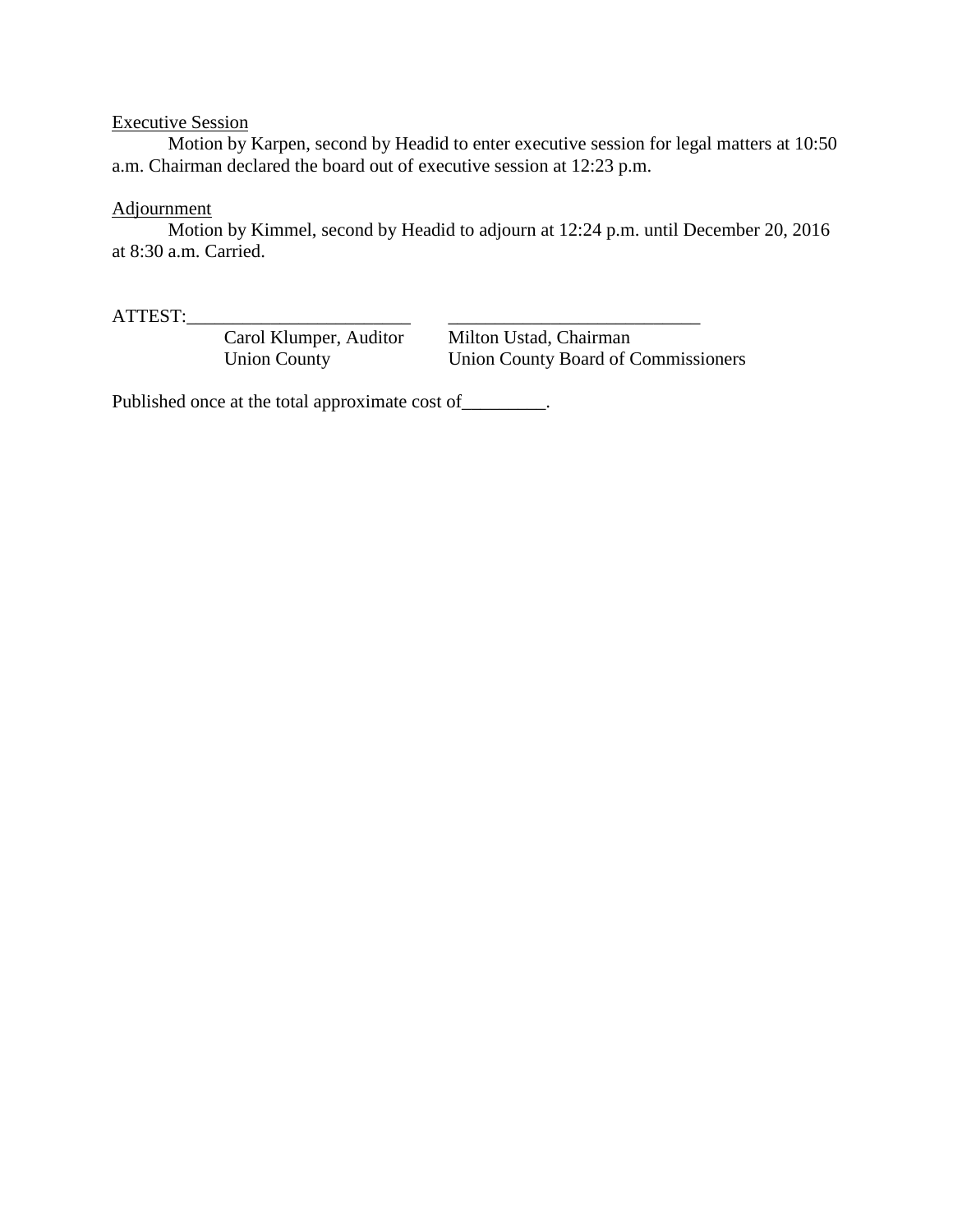<u>Executive Session</u>

Motion by Karpen, second by Headid to enter executive session for legal matters at 10:50 a.m. Chairman declared the board out of executive session at 12:23 p.m.

<u>Adjournment</u>

Motion by Kimmel, second by Headid to adjourn at 12:24 p.m. until December 20, 2016 at 8:30 a.m. Carried.

ATTEST:________________________ ___________________________

Carol Klumper, Auditor Milton Ustad, Chairman

Union County Union County Board of Commissioners

Published once at the total approximate cost of_________.